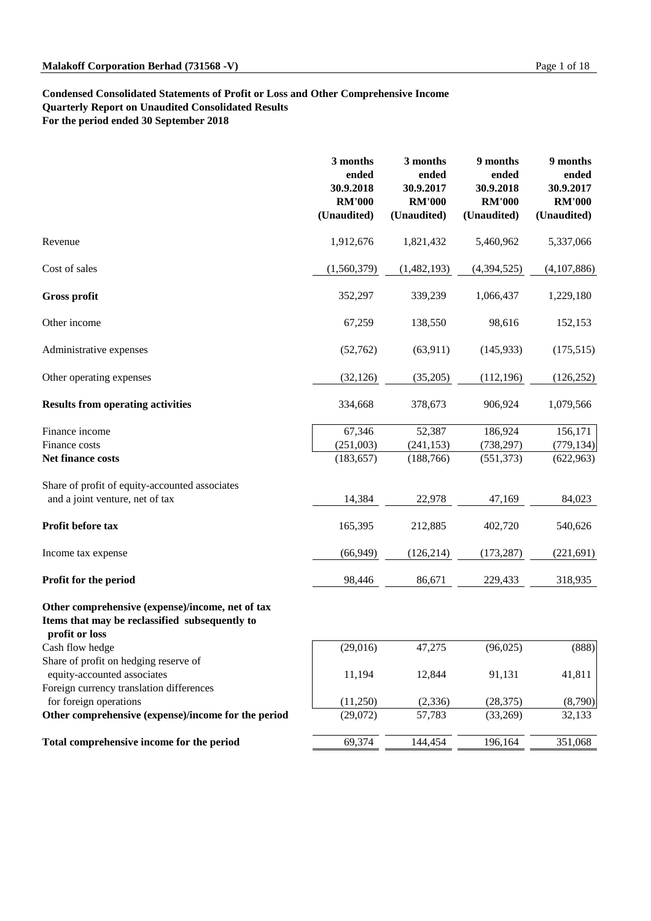**Condensed Consolidated Statements of Profit or Loss and Other Comprehensive Income**
**Quarterly Report on Unaudited Consolidated Results**
**For the period ended 30 September 2018**

| | 3 months ended 30.9.2018 RM'000 (Unaudited) | 3 months ended 30.9.2017 RM'000 (Unaudited) | 9 months ended 30.9.2018 RM'000 (Unaudited) | 9 months ended 30.9.2017 RM'000 (Unaudited) |
|---|---|---|---|---|
| Revenue | 1,912,676 | 1,821,432 | 5,460,962 | 5,337,066 |
| Cost of sales | (1,560,379) | (1,482,193) | (4,394,525) | (4,107,886) |
| **Gross profit** | 352,297 | 339,239 | 1,066,437 | 1,229,180 |
| Other income | 67,259 | 138,550 | 98,616 | 152,153 |
| Administrative expenses | (52,762) | (63,911) | (145,933) | (175,515) |
| Other operating expenses | (32,126) | (35,205) | (112,196) | (126,252) |
| **Results from operating activities** | 334,668 | 378,673 | 906,924 | 1,079,566 |
| Finance income | 67,346 | 52,387 | 186,924 | 156,171 |
| Finance costs | (251,003) | (241,153) | (738,297) | (779,134) |
| **Net finance costs** | (183,657) | (188,766) | (551,373) | (622,963) |
| Share of profit of equity-accounted associates and a joint venture, net of tax | 14,384 | 22,978 | 47,169 | 84,023 |
| **Profit before tax** | 165,395 | 212,885 | 402,720 | 540,626 |
| Income tax expense | (66,949) | (126,214) | (173,287) | (221,691) |
| **Profit for the period** | 98,446 | 86,671 | 229,433 | 318,935 |
| **Other comprehensive (expense)/income, net of tax** | | | | |
| **Items that may be reclassified subsequently to profit or loss** | | | | |
| Cash flow hedge | (29,016) | 47,275 | (96,025) | (888) |
| Share of profit on hedging reserve of equity-accounted associates | 11,194 | 12,844 | 91,131 | 41,811 |
| Foreign currency translation differences for foreign operations | (11,250) | (2,336) | (28,375) | (8,790) |
| **Other comprehensive (expense)/income for the period** | (29,072) | 57,783 | (33,269) | 32,133 |
| **Total comprehensive income for the period** | 69,374 | 144,454 | 196,164 | 351,068 |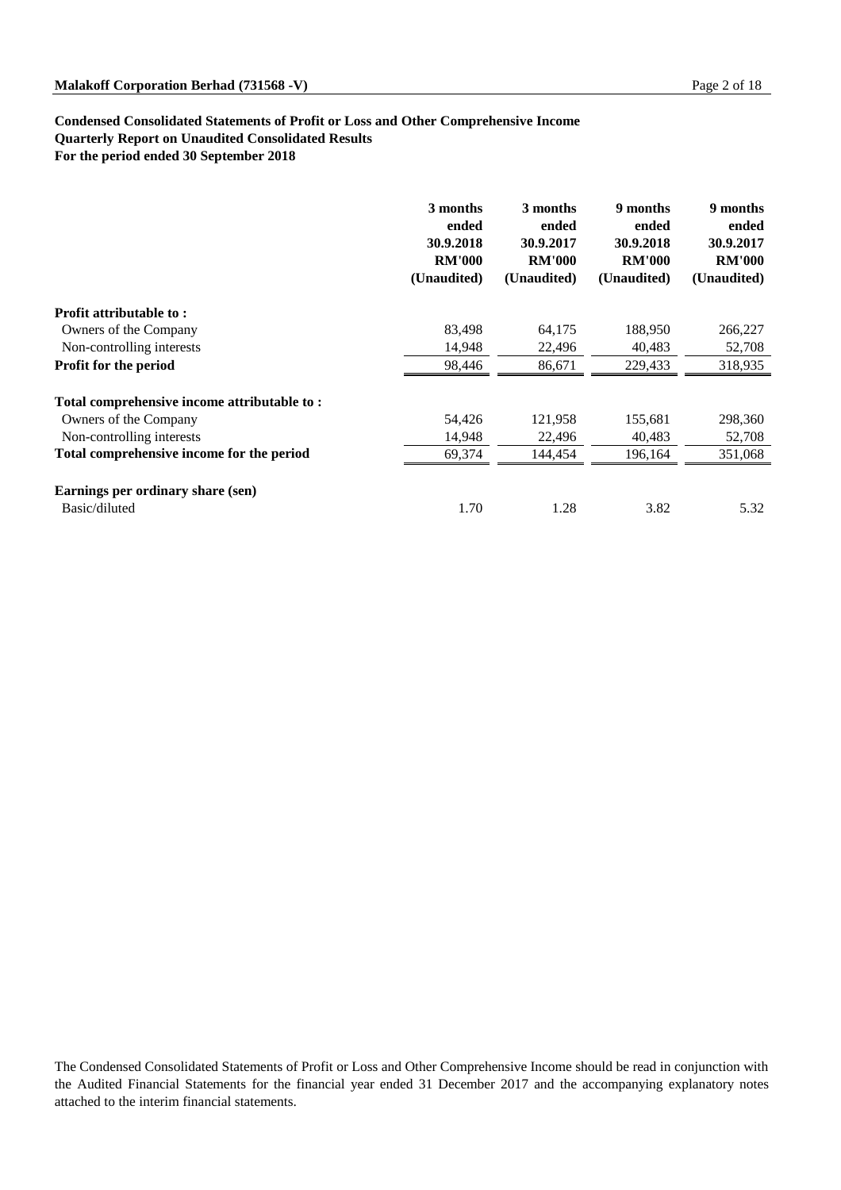**Condensed Consolidated Statements of Profit or Loss and Other Comprehensive Income**
**Quarterly Report on Unaudited Consolidated Results**
**For the period ended 30 September 2018**

| | 3 months ended 30.9.2018 RM'000 (Unaudited) | 3 months ended 30.9.2017 RM'000 (Unaudited) | 9 months ended 30.9.2018 RM'000 (Unaudited) | 9 months ended 30.9.2017 RM'000 (Unaudited) |
|---|---|---|---|---|
| **Profit attributable to :** | | | | |
| Owners of the Company | 83,498 | 64,175 | 188,950 | 266,227 |
| Non-controlling interests | 14,948 | 22,496 | 40,483 | 52,708 |
| **Profit for the period** | 98,446 | 86,671 | 229,433 | 318,935 |
| **Total comprehensive income attributable to :** | | | | |
| Owners of the Company | 54,426 | 121,958 | 155,681 | 298,360 |
| Non-controlling interests | 14,948 | 22,496 | 40,483 | 52,708 |
| **Total comprehensive income for the period** | 69,374 | 144,454 | 196,164 | 351,068 |
| **Earnings per ordinary share (sen)** | | | | |
| Basic/diluted | 1.70 | 1.28 | 3.82 | 5.32 |

The Condensed Consolidated Statements of Profit or Loss and Other Comprehensive Income should be read in conjunction with the Audited Financial Statements for the financial year ended 31 December 2017 and the accompanying explanatory notes attached to the interim financial statements.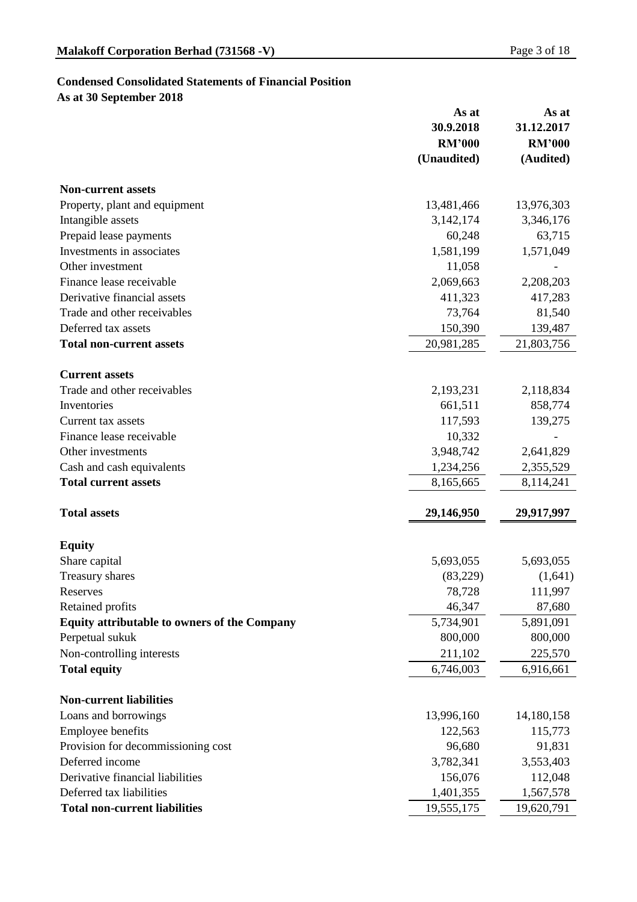## Condensed Consolidated Statements of Financial Position
### As at 30 September 2018

| | As at 30.9.2018 RM'000 (Unaudited) | As at 31.12.2017 RM'000 (Audited) |
|---|---|---|
| **Non-current assets** | | |
| Property, plant and equipment | 13,481,466 | 13,976,303 |
| Intangible assets | 3,142,174 | 3,346,176 |
| Prepaid lease payments | 60,248 | 63,715 |
| Investments in associates | 1,581,199 | 1,571,049 |
| Other investment | 11,058 | - |
| Finance lease receivable | 2,069,663 | 2,208,203 |
| Derivative financial assets | 411,323 | 417,283 |
| Trade and other receivables | 73,764 | 81,540 |
| Deferred tax assets | 150,390 | 139,487 |
| **Total non-current assets** | 20,981,285 | 21,803,756 |
| **Current assets** | | |
| Trade and other receivables | 2,193,231 | 2,118,834 |
| Inventories | 661,511 | 858,774 |
| Current tax assets | 117,593 | 139,275 |
| Finance lease receivable | 10,332 | - |
| Other investments | 3,948,742 | 2,641,829 |
| Cash and cash equivalents | 1,234,256 | 2,355,529 |
| **Total current assets** | 8,165,665 | 8,114,241 |
| **Total assets** | **29,146,950** | **29,917,997** |
| **Equity** | | |
| Share capital | 5,693,055 | 5,693,055 |
| Treasury shares | (83,229) | (1,641) |
| Reserves | 78,728 | 111,997 |
| Retained profits | 46,347 | 87,680 |
| **Equity attributable to owners of the Company** | 5,734,901 | 5,891,091 |
| Perpetual sukuk | 800,000 | 800,000 |
| Non-controlling interests | 211,102 | 225,570 |
| **Total equity** | 6,746,003 | 6,916,661 |
| **Non-current liabilities** | | |
| Loans and borrowings | 13,996,160 | 14,180,158 |
| Employee benefits | 122,563 | 115,773 |
| Provision for decommissioning cost | 96,680 | 91,831 |
| Deferred income | 3,782,341 | 3,553,403 |
| Derivative financial liabilities | 156,076 | 112,048 |
| Deferred tax liabilities | 1,401,355 | 1,567,578 |
| **Total non-current liabilities** | 19,555,175 | 19,620,791 |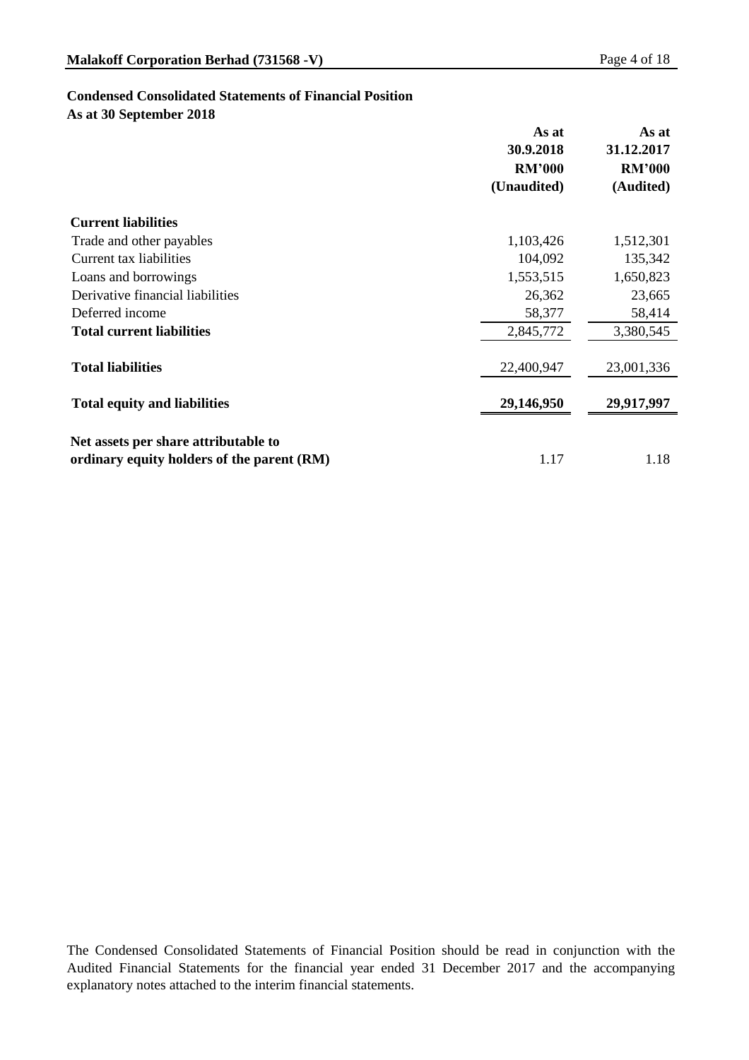## Condensed Consolidated Statements of Financial Position

**As at 30 September 2018**

| | As at 30.9.2018 RM'000 (Unaudited) | As at 31.12.2017 RM'000 (Audited) |
|---|---|---|
| **Current liabilities** | | |
| Trade and other payables | 1,103,426 | 1,512,301 |
| Current tax liabilities | 104,092 | 135,342 |
| Loans and borrowings | 1,553,515 | 1,650,823 |
| Derivative financial liabilities | 26,362 | 23,665 |
| Deferred income | 58,377 | 58,414 |
| **Total current liabilities** | 2,845,772 | 3,380,545 |
| **Total liabilities** | 22,400,947 | 23,001,336 |
| **Total equity and liabilities** | **29,146,950** | **29,917,997** |
| **Net assets per share attributable to ordinary equity holders of the parent (RM)** | 1.17 | 1.18 |

The Condensed Consolidated Statements of Financial Position should be read in conjunction with the Audited Financial Statements for the financial year ended 31 December 2017 and the accompanying explanatory notes attached to the interim financial statements.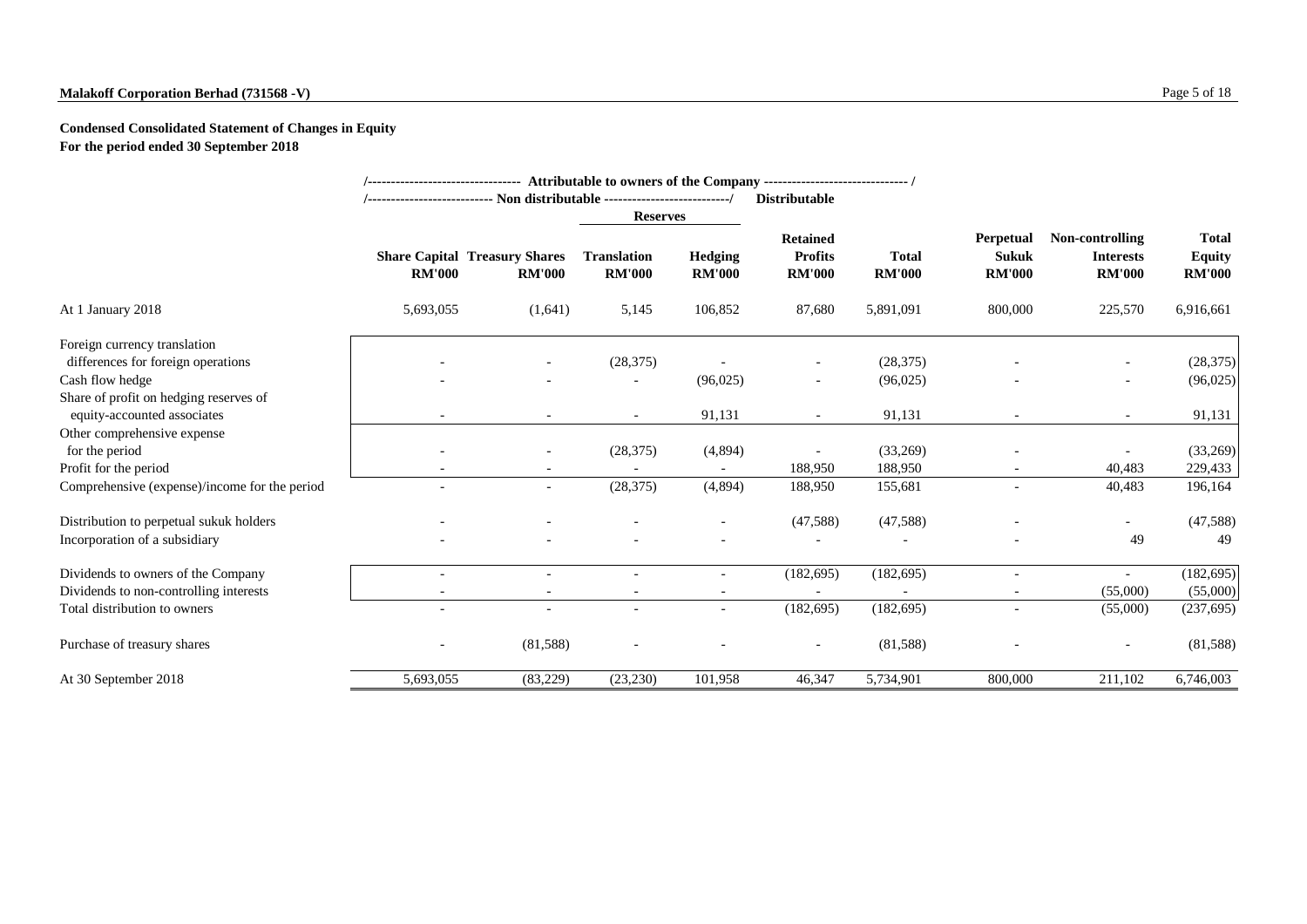**Malakoff Corporation Berhad (731568 -V)**

**Condensed Consolidated Statement of Changes in Equity**
**For the period ended 30 September 2018**

| | Attributable to owners of the Company | | | | | | | | |
|---|---|---|---|---|---|---|---|---|---|
| | Non distributable | | | | Distributable | | | | |
| | | | Reserves | | | | | | |
| | Share Capital RM'000 | Treasury Shares RM'000 | Translation RM'000 | Hedging RM'000 | Retained Profits RM'000 | Total RM'000 | Perpetual Sukuk RM'000 | Non-controlling Interests RM'000 | Total Equity RM'000 |
| At 1 January 2018 | 5,693,055 | (1,641) | 5,145 | 106,852 | 87,680 | 5,891,091 | 800,000 | 225,570 | 6,916,661 |
| Foreign currency translation differences for foreign operations | - | - | (28,375) | - | - | (28,375) | - | - | (28,375) |
| Cash flow hedge | - | - | - | (96,025) | - | (96,025) | - | - | (96,025) |
| Share of profit on hedging reserves of equity-accounted associates | - | - | - | 91,131 | - | 91,131 | - | - | 91,131 |
| Other comprehensive expense for the period | - | - | (28,375) | (4,894) | - | (33,269) | - | - | (33,269) |
| Profit for the period | - | - | - | - | 188,950 | 188,950 | - | 40,483 | 229,433 |
| Comprehensive (expense)/income for the period | - | - | (28,375) | (4,894) | 188,950 | 155,681 | - | 40,483 | 196,164 |
| Distribution to perpetual sukuk holders | - | - | - | - | (47,588) | (47,588) | - | - | (47,588) |
| Incorporation of a subsidiary | - | - | - | - | - | - | - | 49 | 49 |
| Dividends to owners of the Company | - | - | - | - | (182,695) | (182,695) | - | - | (182,695) |
| Dividends to non-controlling interests | - | - | - | - | - | - | - | (55,000) | (55,000) |
| Total distribution to owners | - | - | - | - | (182,695) | (182,695) | - | (55,000) | (237,695) |
| Purchase of treasury shares | - | (81,588) | - | - | - | (81,588) | - | - | (81,588) |
| At 30 September 2018 | 5,693,055 | (83,229) | (23,230) | 101,958 | 46,347 | 5,734,901 | 800,000 | 211,102 | 6,746,003 |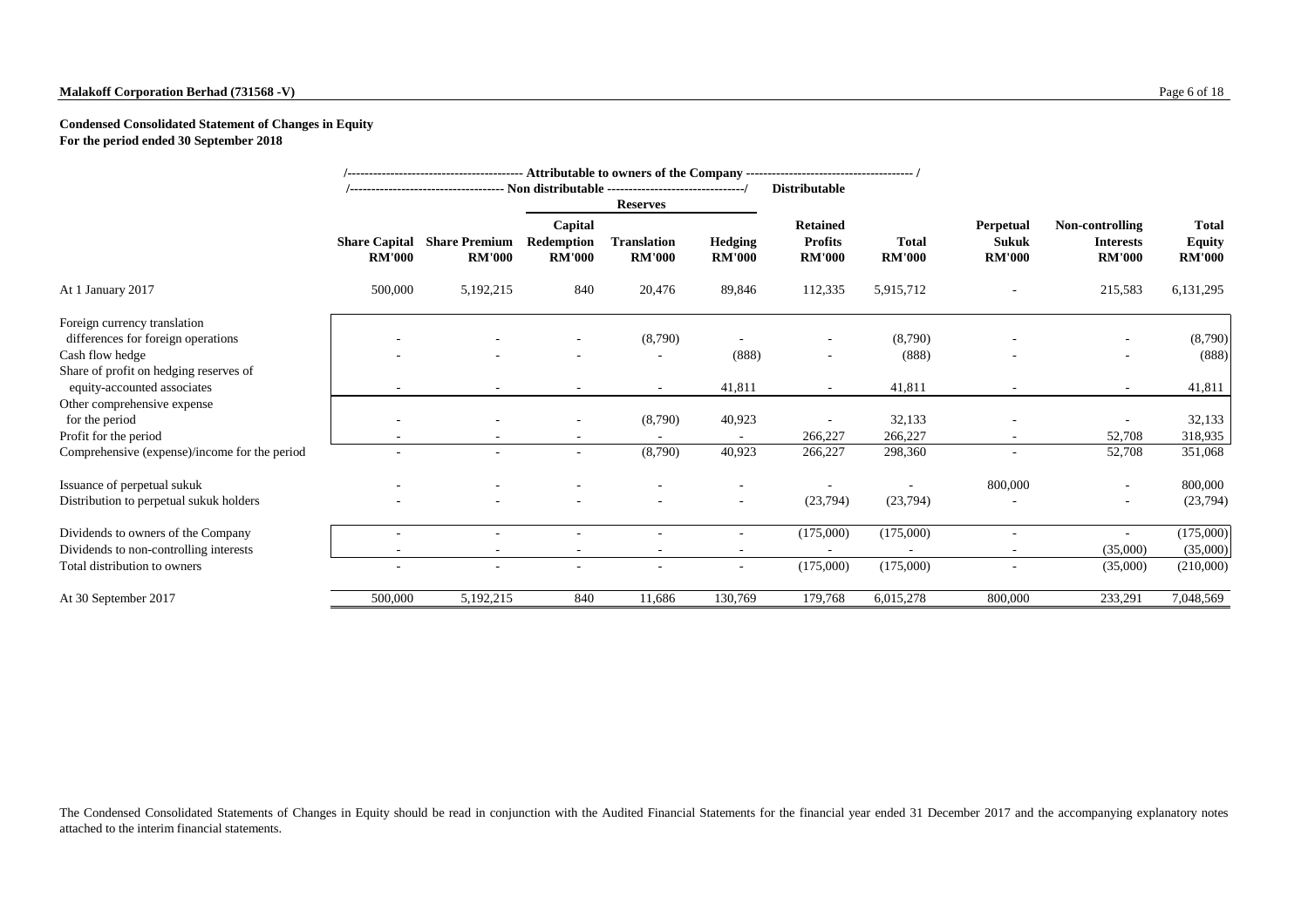**Malakoff Corporation Berhad (731568 -V)**

**Condensed Consolidated Statement of Changes in Equity**
**For the period ended 30 September 2018**

| | Attributable to owners of the Company | | | | | | | | | |
|---|---|---|---|---|---|---|---|---|---|---|
| | Non distributable | | | | | Distributable | | | | |
| | | | Reserves | | | | | | | |
| | **Share Capital RM'000** | **Share Premium RM'000** | **Capital Redemption RM'000** | **Translation RM'000** | **Hedging RM'000** | **Retained Profits RM'000** | **Total RM'000** | **Perpetual Sukuk RM'000** | **Non-controlling Interests RM'000** | **Total Equity RM'000** |
| At 1 January 2017 | 500,000 | 5,192,215 | 840 | 20,476 | 89,846 | 112,335 | 5,915,712 | - | 215,583 | 6,131,295 |
| Foreign currency translation differences for foreign operations | - | - | - | (8,790) | - | - | (8,790) | - | - | (8,790) |
| Cash flow hedge | - | - | - | - | (888) | - | (888) | - | - | (888) |
| Share of profit on hedging reserves of equity-accounted associates | - | - | - | - | 41,811 | - | 41,811 | - | - | 41,811 |
| Other comprehensive expense for the period | - | - | - | (8,790) | 40,923 | - | 32,133 | - | - | 32,133 |
| Profit for the period | - | - | - | - | - | 266,227 | 266,227 | - | 52,708 | 318,935 |
| Comprehensive (expense)/income for the period | - | - | - | (8,790) | 40,923 | 266,227 | 298,360 | - | 52,708 | 351,068 |
| Issuance of perpetual sukuk | - | - | - | - | - | - | - | 800,000 | - | 800,000 |
| Distribution to perpetual sukuk holders | - | - | - | - | - | (23,794) | (23,794) | - | - | (23,794) |
| Dividends to owners of the Company | - | - | - | - | - | (175,000) | (175,000) | - | - | (175,000) |
| Dividends to non-controlling interests | - | - | - | - | - | - | - | - | (35,000) | (35,000) |
| Total distribution to owners | - | - | - | - | - | (175,000) | (175,000) | - | (35,000) | (210,000) |
| At 30 September 2017 | 500,000 | 5,192,215 | 840 | 11,686 | 130,769 | 179,768 | 6,015,278 | 800,000 | 233,291 | 7,048,569 |

The Condensed Consolidated Statements of Changes in Equity should be read in conjunction with the Audited Financial Statements for the financial year ended 31 December 2017 and the accompanying explanatory notes attached to the interim financial statements.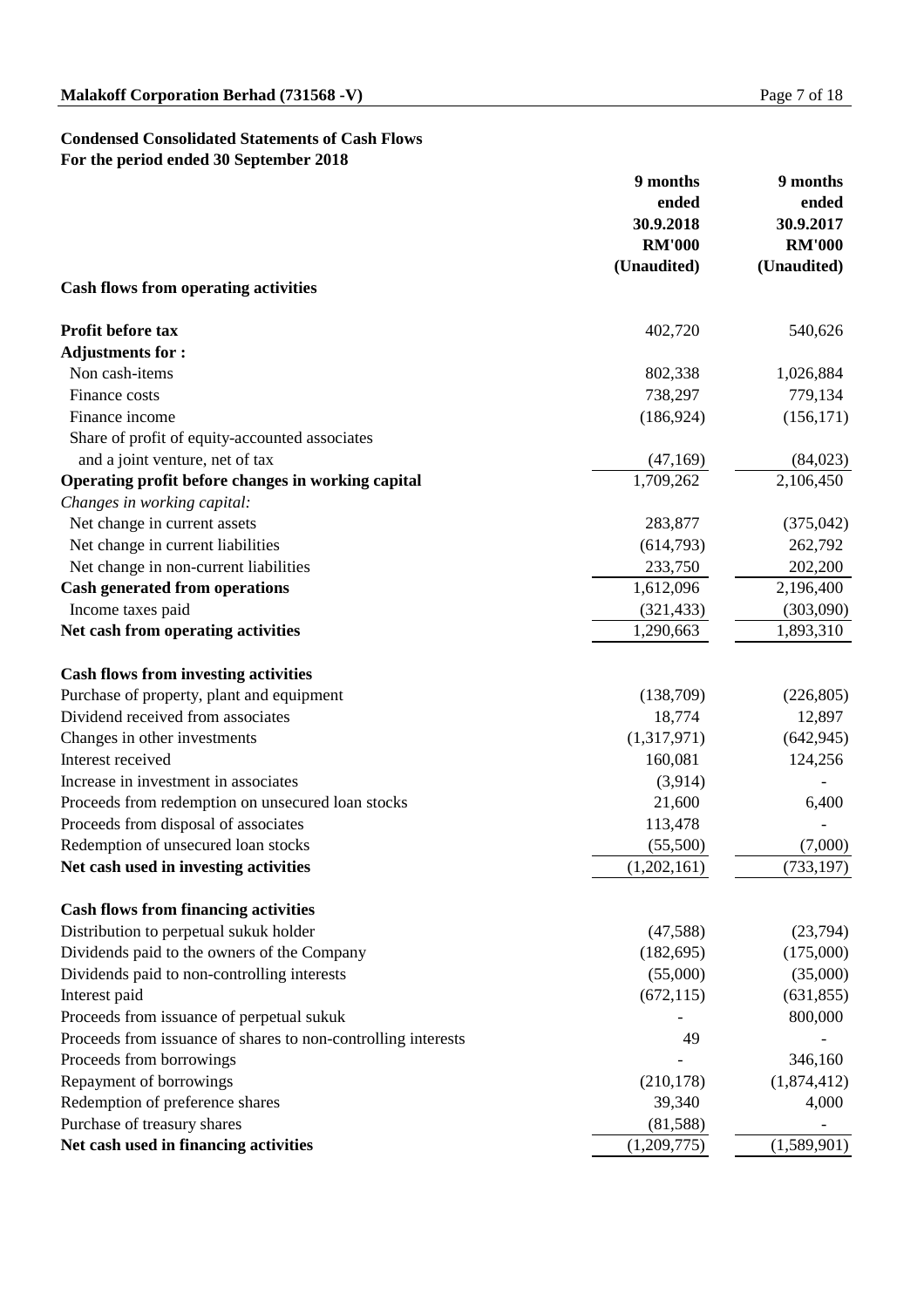**Malakoff Corporation Berhad (731568 -V)**

**Condensed Consolidated Statements of Cash Flows**
**For the period ended 30 September 2018**

| | 9 months ended 30.9.2018 RM'000 (Unaudited) | 9 months ended 30.9.2017 RM'000 (Unaudited) |
|---|---|---|
| **Cash flows from operating activities** | | |
| **Profit before tax** | 402,720 | 540,626 |
| **Adjustments for :** | | |
| Non cash-items | 802,338 | 1,026,884 |
| Finance costs | 738,297 | 779,134 |
| Finance income | (186,924) | (156,171) |
| Share of profit of equity-accounted associates and a joint venture, net of tax | (47,169) | (84,023) |
| **Operating profit before changes in working capital** | 1,709,262 | 2,106,450 |
| *Changes in working capital:* | | |
| Net change in current assets | 283,877 | (375,042) |
| Net change in current liabilities | (614,793) | 262,792 |
| Net change in non-current liabilities | 233,750 | 202,200 |
| **Cash generated from operations** | 1,612,096 | 2,196,400 |
| Income taxes paid | (321,433) | (303,090) |
| **Net cash from operating activities** | 1,290,663 | 1,893,310 |
| **Cash flows from investing activities** | | |
| Purchase of property, plant and equipment | (138,709) | (226,805) |
| Dividend received from associates | 18,774 | 12,897 |
| Changes in other investments | (1,317,971) | (642,945) |
| Interest received | 160,081 | 124,256 |
| Increase in investment in associates | (3,914) | - |
| Proceeds from redemption on unsecured loan stocks | 21,600 | 6,400 |
| Proceeds from disposal of associates | 113,478 | - |
| Redemption of unsecured loan stocks | (55,500) | (7,000) |
| **Net cash used in investing activities** | (1,202,161) | (733,197) |
| **Cash flows from financing activities** | | |
| Distribution to perpetual sukuk holder | (47,588) | (23,794) |
| Dividends paid to the owners of the Company | (182,695) | (175,000) |
| Dividends paid to non-controlling interests | (55,000) | (35,000) |
| Interest paid | (672,115) | (631,855) |
| Proceeds from issuance of perpetual sukuk | - | 800,000 |
| Proceeds from issuance of shares to non-controlling interests | 49 | - |
| Proceeds from borrowings | - | 346,160 |
| Repayment of borrowings | (210,178) | (1,874,412) |
| Redemption of preference shares | 39,340 | 4,000 |
| Purchase of treasury shares | (81,588) | - |
| **Net cash used in financing activities** | (1,209,775) | (1,589,901) |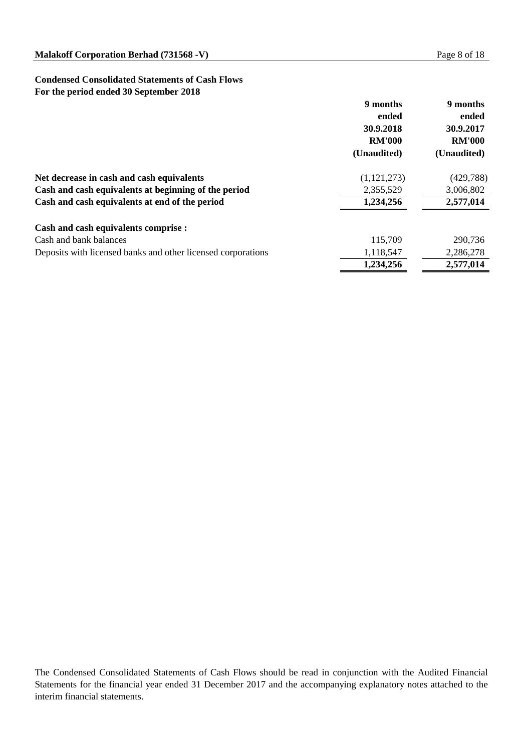**Condensed Consolidated Statements of Cash Flows**
**For the period ended 30 September 2018**

| | 9 months ended 30.9.2018 RM'000 (Unaudited) | 9 months ended 30.9.2017 RM'000 (Unaudited) |
|---|---|---|
| **Net decrease in cash and cash equivalents** | (1,121,273) | (429,788) |
| **Cash and cash equivalents at beginning of the period** | 2,355,529 | 3,006,802 |
| **Cash and cash equivalents at end of the period** | **1,234,256** | **2,577,014** |
| | | |
| **Cash and cash equivalents comprise :** | | |
| Cash and bank balances | 115,709 | 290,736 |
| Deposits with licensed banks and other licensed corporations | 1,118,547 | 2,286,278 |
| | **1,234,256** | **2,577,014** |

The Condensed Consolidated Statements of Cash Flows should be read in conjunction with the Audited Financial Statements for the financial year ended 31 December 2017 and the accompanying explanatory notes attached to the interim financial statements.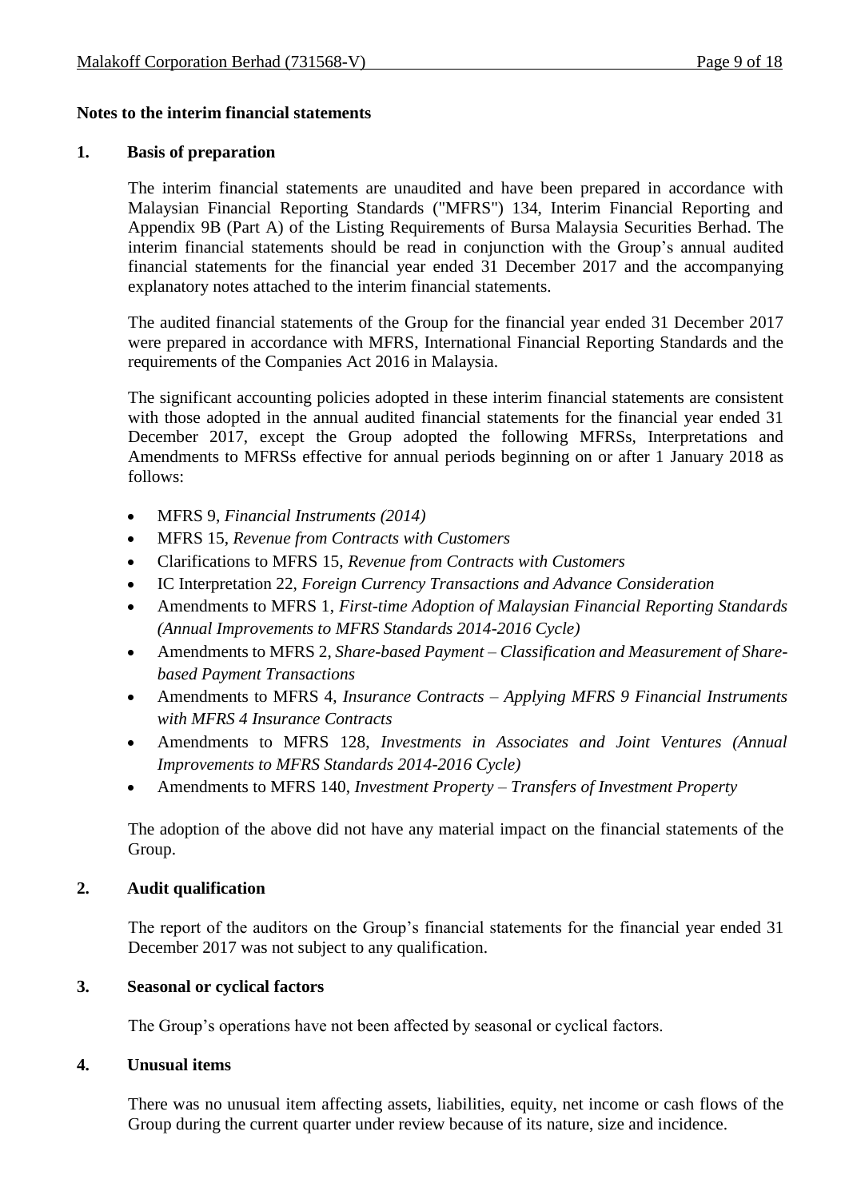## Notes to the interim financial statements

### 1. Basis of preparation

The interim financial statements are unaudited and have been prepared in accordance with Malaysian Financial Reporting Standards ("MFRS") 134, Interim Financial Reporting and Appendix 9B (Part A) of the Listing Requirements of Bursa Malaysia Securities Berhad. The interim financial statements should be read in conjunction with the Group's annual audited financial statements for the financial year ended 31 December 2017 and the accompanying explanatory notes attached to the interim financial statements.

The audited financial statements of the Group for the financial year ended 31 December 2017 were prepared in accordance with MFRS, International Financial Reporting Standards and the requirements of the Companies Act 2016 in Malaysia.

The significant accounting policies adopted in these interim financial statements are consistent with those adopted in the annual audited financial statements for the financial year ended 31 December 2017, except the Group adopted the following MFRSs, Interpretations and Amendments to MFRSs effective for annual periods beginning on or after 1 January 2018 as follows:

- MFRS 9, *Financial Instruments (2014)*
- MFRS 15, *Revenue from Contracts with Customers*
- Clarifications to MFRS 15, *Revenue from Contracts with Customers*
- IC Interpretation 22, *Foreign Currency Transactions and Advance Consideration*
- Amendments to MFRS 1, *First-time Adoption of Malaysian Financial Reporting Standards (Annual Improvements to MFRS Standards 2014-2016 Cycle)*
- Amendments to MFRS 2, *Share-based Payment – Classification and Measurement of Share-based Payment Transactions*
- Amendments to MFRS 4, *Insurance Contracts – Applying MFRS 9 Financial Instruments with MFRS 4 Insurance Contracts*
- Amendments to MFRS 128, *Investments in Associates and Joint Ventures (Annual Improvements to MFRS Standards 2014-2016 Cycle)*
- Amendments to MFRS 140, *Investment Property – Transfers of Investment Property*

The adoption of the above did not have any material impact on the financial statements of the Group.

### 2. Audit qualification

The report of the auditors on the Group's financial statements for the financial year ended 31 December 2017 was not subject to any qualification.

### 3. Seasonal or cyclical factors

The Group's operations have not been affected by seasonal or cyclical factors.

### 4. Unusual items

There was no unusual item affecting assets, liabilities, equity, net income or cash flows of the Group during the current quarter under review because of its nature, size and incidence.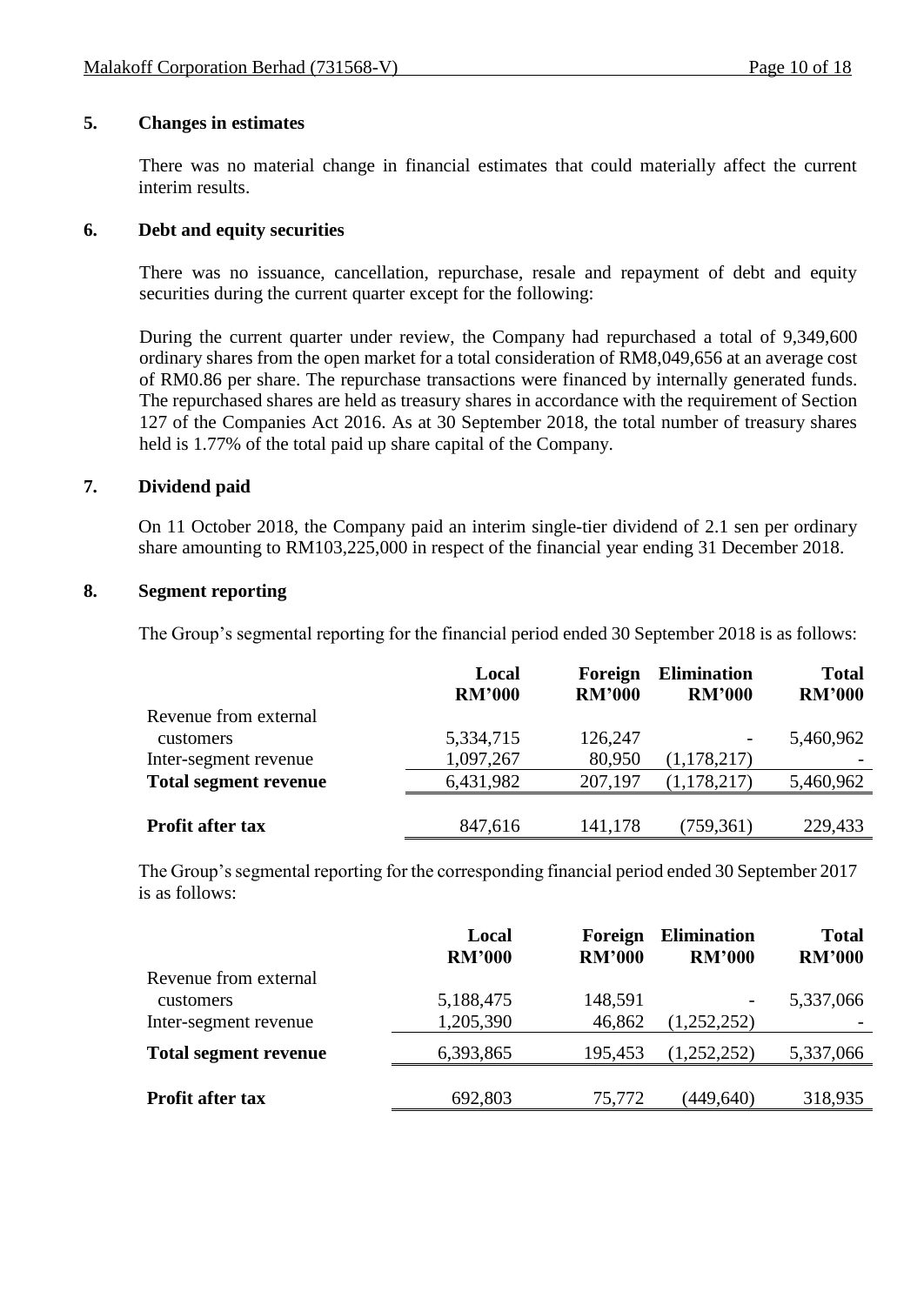### 5. Changes in estimates

There was no material change in financial estimates that could materially affect the current interim results.

### 6. Debt and equity securities

There was no issuance, cancellation, repurchase, resale and repayment of debt and equity securities during the current quarter except for the following:

During the current quarter under review, the Company had repurchased a total of 9,349,600 ordinary shares from the open market for a total consideration of RM8,049,656 at an average cost of RM0.86 per share. The repurchase transactions were financed by internally generated funds. The repurchased shares are held as treasury shares in accordance with the requirement of Section 127 of the Companies Act 2016. As at 30 September 2018, the total number of treasury shares held is 1.77% of the total paid up share capital of the Company.

### 7. Dividend paid

On 11 October 2018, the Company paid an interim single-tier dividend of 2.1 sen per ordinary share amounting to RM103,225,000 in respect of the financial year ending 31 December 2018.

### 8. Segment reporting

The Group's segmental reporting for the financial period ended 30 September 2018 is as follows:

| | Local RM'000 | Foreign RM'000 | Elimination RM'000 | Total RM'000 |
|---|---|---|---|---|
| Revenue from external customers | 5,334,715 | 126,247 | - | 5,460,962 |
| Inter-segment revenue | 1,097,267 | 80,950 | (1,178,217) | - |
| **Total segment revenue** | 6,431,982 | 207,197 | (1,178,217) | 5,460,962 |
| **Profit after tax** | 847,616 | 141,178 | (759,361) | 229,433 |

The Group's segmental reporting for the corresponding financial period ended 30 September 2017 is as follows:

| | Local RM'000 | Foreign RM'000 | Elimination RM'000 | Total RM'000 |
|---|---|---|---|---|
| Revenue from external customers | 5,188,475 | 148,591 | - | 5,337,066 |
| Inter-segment revenue | 1,205,390 | 46,862 | (1,252,252) | - |
| **Total segment revenue** | 6,393,865 | 195,453 | (1,252,252) | 5,337,066 |
| **Profit after tax** | 692,803 | 75,772 | (449,640) | 318,935 |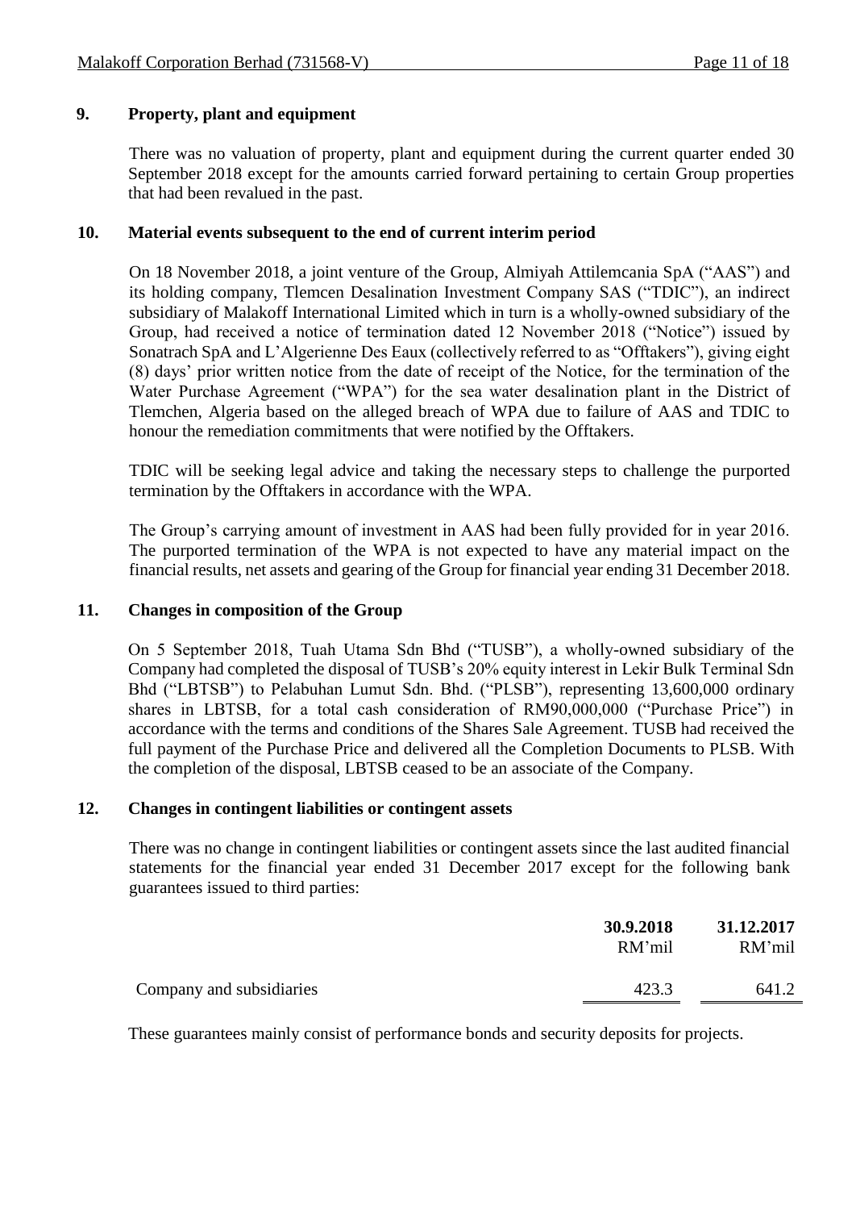## 9. Property, plant and equipment

There was no valuation of property, plant and equipment during the current quarter ended 30 September 2018 except for the amounts carried forward pertaining to certain Group properties that had been revalued in the past.

## 10. Material events subsequent to the end of current interim period

On 18 November 2018, a joint venture of the Group, Almiyah Attilemcania SpA ("AAS") and its holding company, Tlemcen Desalination Investment Company SAS ("TDIC"), an indirect subsidiary of Malakoff International Limited which in turn is a wholly-owned subsidiary of the Group, had received a notice of termination dated 12 November 2018 ("Notice") issued by Sonatrach SpA and L'Algerienne Des Eaux (collectively referred to as "Offtakers"), giving eight (8) days' prior written notice from the date of receipt of the Notice, for the termination of the Water Purchase Agreement ("WPA") for the sea water desalination plant in the District of Tlemchen, Algeria based on the alleged breach of WPA due to failure of AAS and TDIC to honour the remediation commitments that were notified by the Offtakers.

TDIC will be seeking legal advice and taking the necessary steps to challenge the purported termination by the Offtakers in accordance with the WPA.

The Group's carrying amount of investment in AAS had been fully provided for in year 2016. The purported termination of the WPA is not expected to have any material impact on the financial results, net assets and gearing of the Group for financial year ending 31 December 2018.

## 11. Changes in composition of the Group

On 5 September 2018, Tuah Utama Sdn Bhd ("TUSB"), a wholly-owned subsidiary of the Company had completed the disposal of TUSB's 20% equity interest in Lekir Bulk Terminal Sdn Bhd ("LBTSB") to Pelabuhan Lumut Sdn. Bhd. ("PLSB"), representing 13,600,000 ordinary shares in LBTSB, for a total cash consideration of RM90,000,000 ("Purchase Price") in accordance with the terms and conditions of the Shares Sale Agreement. TUSB had received the full payment of the Purchase Price and delivered all the Completion Documents to PLSB. With the completion of the disposal, LBTSB ceased to be an associate of the Company.

## 12. Changes in contingent liabilities or contingent assets

There was no change in contingent liabilities or contingent assets since the last audited financial statements for the financial year ended 31 December 2017 except for the following bank guarantees issued to third parties:

| | **30.9.2018** RM'mil | **31.12.2017** RM'mil |
|---|---|---|
| Company and subsidiaries | 423.3 | 641.2 |

These guarantees mainly consist of performance bonds and security deposits for projects.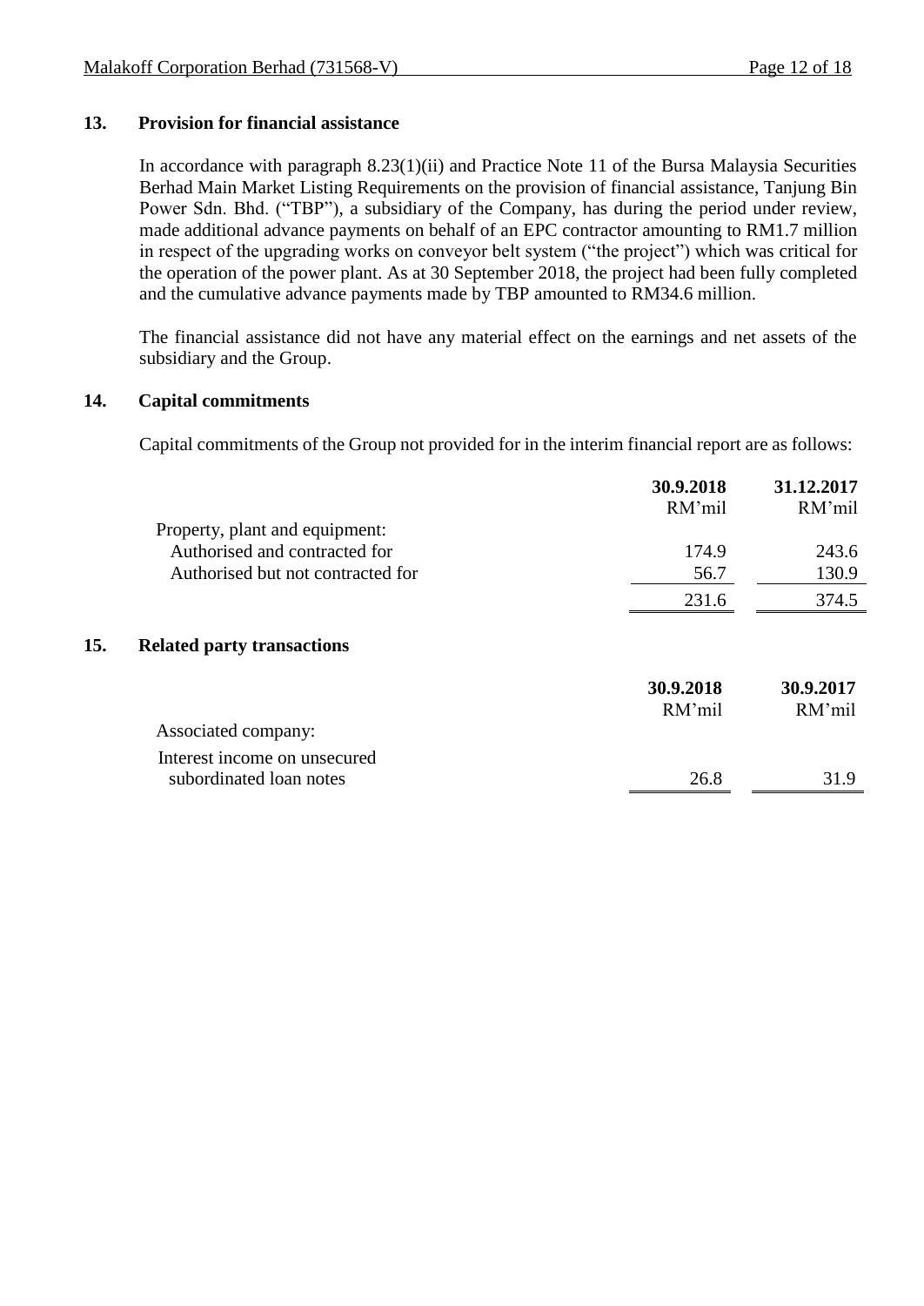## 13. Provision for financial assistance

In accordance with paragraph 8.23(1)(ii) and Practice Note 11 of the Bursa Malaysia Securities Berhad Main Market Listing Requirements on the provision of financial assistance, Tanjung Bin Power Sdn. Bhd. ("TBP"), a subsidiary of the Company, has during the period under review, made additional advance payments on behalf of an EPC contractor amounting to RM1.7 million in respect of the upgrading works on conveyor belt system ("the project") which was critical for the operation of the power plant. As at 30 September 2018, the project had been fully completed and the cumulative advance payments made by TBP amounted to RM34.6 million.

The financial assistance did not have any material effect on the earnings and net assets of the subsidiary and the Group.

## 14. Capital commitments

Capital commitments of the Group not provided for in the interim financial report are as follows:

| | **30.9.2018** | **31.12.2017** |
|---|---|---|
| | RM'mil | RM'mil |
| Property, plant and equipment: | | |
| Authorised and contracted for | 174.9 | 243.6 |
| Authorised but not contracted for | 56.7 | 130.9 |
| | 231.6 | 374.5 |

## 15. Related party transactions

| | **30.9.2018** | **30.9.2017** |
|---|---|---|
| | RM'mil | RM'mil |
| Associated company: | | |
| Interest income on unsecured subordinated loan notes | 26.8 | 31.9 |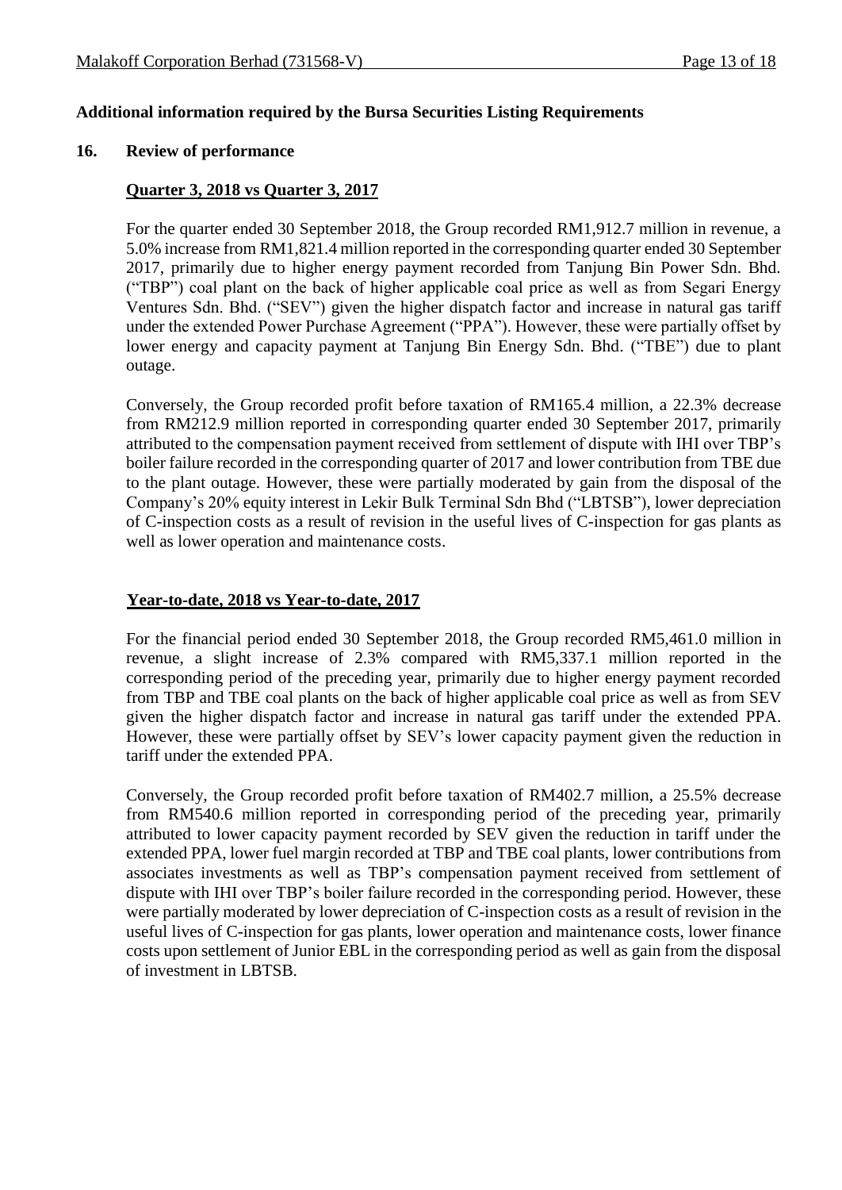**Additional information required by the Bursa Securities Listing Requirements**

**16. Review of performance**

**Quarter 3, 2018 vs Quarter 3, 2017**

For the quarter ended 30 September 2018, the Group recorded RM1,912.7 million in revenue, a 5.0% increase from RM1,821.4 million reported in the corresponding quarter ended 30 September 2017, primarily due to higher energy payment recorded from Tanjung Bin Power Sdn. Bhd. ("TBP") coal plant on the back of higher applicable coal price as well as from Segari Energy Ventures Sdn. Bhd. ("SEV") given the higher dispatch factor and increase in natural gas tariff under the extended Power Purchase Agreement ("PPA"). However, these were partially offset by lower energy and capacity payment at Tanjung Bin Energy Sdn. Bhd. ("TBE") due to plant outage.

Conversely, the Group recorded profit before taxation of RM165.4 million, a 22.3% decrease from RM212.9 million reported in corresponding quarter ended 30 September 2017, primarily attributed to the compensation payment received from settlement of dispute with IHI over TBP's boiler failure recorded in the corresponding quarter of 2017 and lower contribution from TBE due to the plant outage. However, these were partially moderated by gain from the disposal of the Company's 20% equity interest in Lekir Bulk Terminal Sdn Bhd ("LBTSB"), lower depreciation of C-inspection costs as a result of revision in the useful lives of C-inspection for gas plants as well as lower operation and maintenance costs.

**Year-to-date, 2018 vs Year-to-date, 2017**

For the financial period ended 30 September 2018, the Group recorded RM5,461.0 million in revenue, a slight increase of 2.3% compared with RM5,337.1 million reported in the corresponding period of the preceding year, primarily due to higher energy payment recorded from TBP and TBE coal plants on the back of higher applicable coal price as well as from SEV given the higher dispatch factor and increase in natural gas tariff under the extended PPA. However, these were partially offset by SEV's lower capacity payment given the reduction in tariff under the extended PPA.

Conversely, the Group recorded profit before taxation of RM402.7 million, a 25.5% decrease from RM540.6 million reported in corresponding period of the preceding year, primarily attributed to lower capacity payment recorded by SEV given the reduction in tariff under the extended PPA, lower fuel margin recorded at TBP and TBE coal plants, lower contributions from associates investments as well as TBP's compensation payment received from settlement of dispute with IHI over TBP's boiler failure recorded in the corresponding period. However, these were partially moderated by lower depreciation of C-inspection costs as a result of revision in the useful lives of C-inspection for gas plants, lower operation and maintenance costs, lower finance costs upon settlement of Junior EBL in the corresponding period as well as gain from the disposal of investment in LBTSB.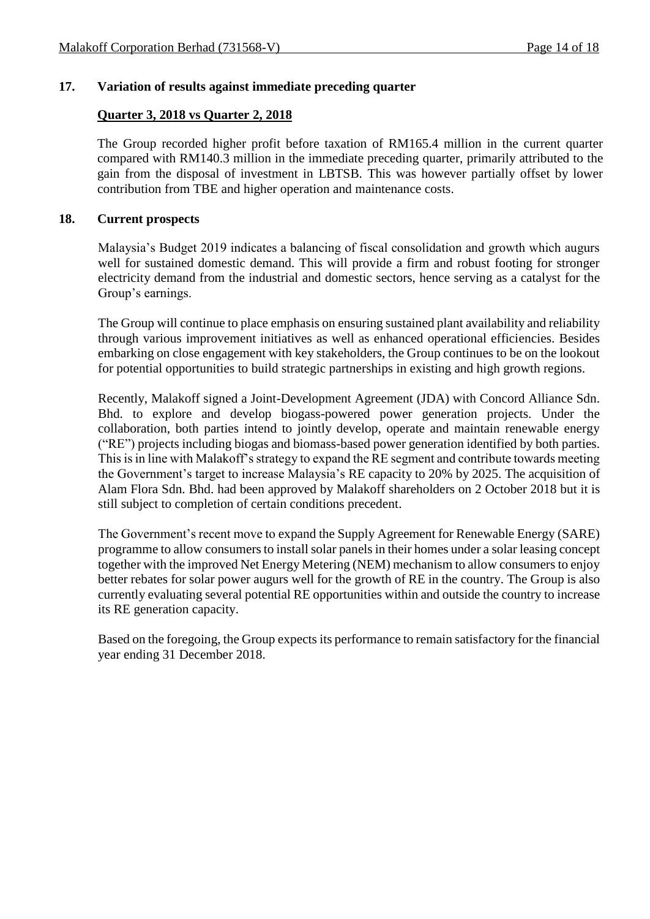## 17. Variation of results against immediate preceding quarter

### Quarter 3, 2018 vs Quarter 2, 2018

The Group recorded higher profit before taxation of RM165.4 million in the current quarter compared with RM140.3 million in the immediate preceding quarter, primarily attributed to the gain from the disposal of investment in LBTSB. This was however partially offset by lower contribution from TBE and higher operation and maintenance costs.

## 18. Current prospects

Malaysia's Budget 2019 indicates a balancing of fiscal consolidation and growth which augurs well for sustained domestic demand. This will provide a firm and robust footing for stronger electricity demand from the industrial and domestic sectors, hence serving as a catalyst for the Group's earnings.

The Group will continue to place emphasis on ensuring sustained plant availability and reliability through various improvement initiatives as well as enhanced operational efficiencies. Besides embarking on close engagement with key stakeholders, the Group continues to be on the lookout for potential opportunities to build strategic partnerships in existing and high growth regions.

Recently, Malakoff signed a Joint-Development Agreement (JDA) with Concord Alliance Sdn. Bhd. to explore and develop biogass-powered power generation projects. Under the collaboration, both parties intend to jointly develop, operate and maintain renewable energy ("RE") projects including biogas and biomass-based power generation identified by both parties. This is in line with Malakoff's strategy to expand the RE segment and contribute towards meeting the Government's target to increase Malaysia's RE capacity to 20% by 2025. The acquisition of Alam Flora Sdn. Bhd. had been approved by Malakoff shareholders on 2 October 2018 but it is still subject to completion of certain conditions precedent.

The Government's recent move to expand the Supply Agreement for Renewable Energy (SARE) programme to allow consumers to install solar panels in their homes under a solar leasing concept together with the improved Net Energy Metering (NEM) mechanism to allow consumers to enjoy better rebates for solar power augurs well for the growth of RE in the country. The Group is also currently evaluating several potential RE opportunities within and outside the country to increase its RE generation capacity.

Based on the foregoing, the Group expects its performance to remain satisfactory for the financial year ending 31 December 2018.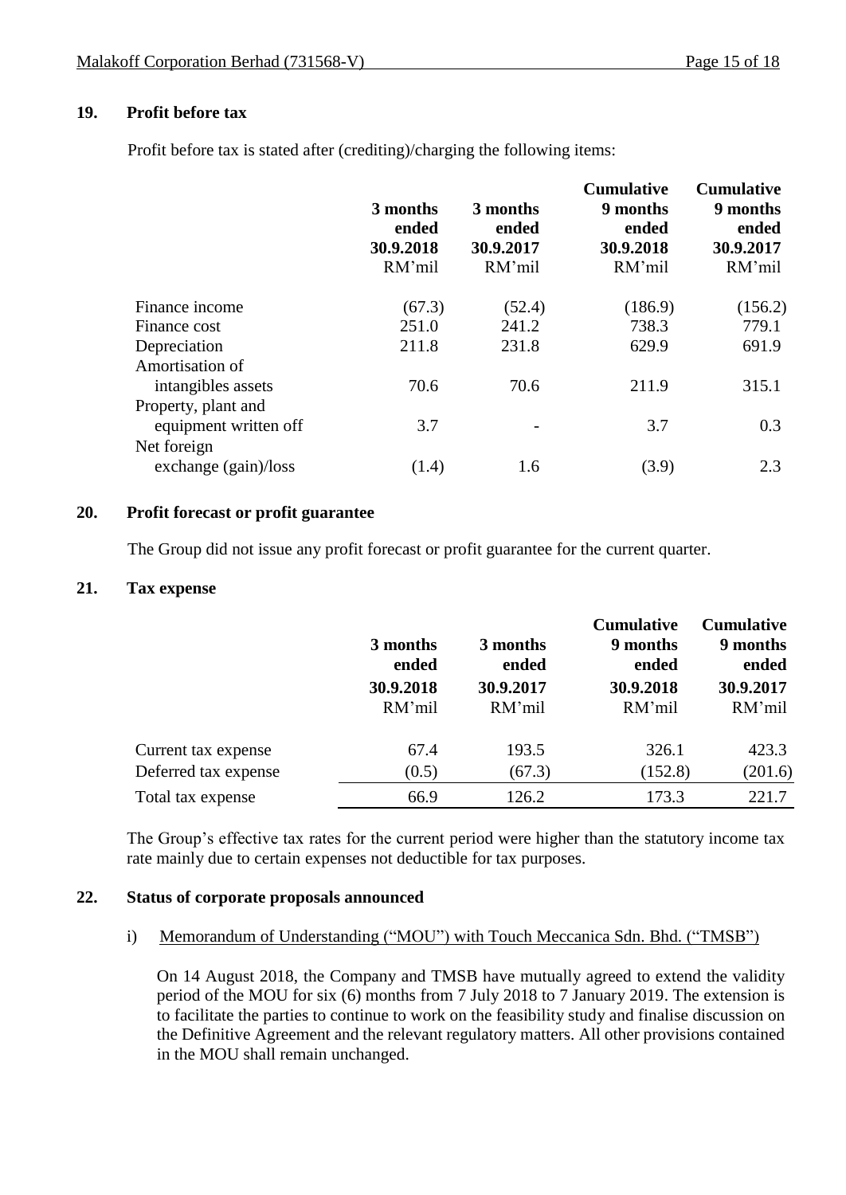## 19. Profit before tax

Profit before tax is stated after (crediting)/charging the following items:

| | 3 months ended 30.9.2018 RM'mil | 3 months ended 30.9.2017 RM'mil | Cumulative 9 months ended 30.9.2018 RM'mil | Cumulative 9 months ended 30.9.2017 RM'mil |
|---|---|---|---|---|
| Finance income | (67.3) | (52.4) | (186.9) | (156.2) |
| Finance cost | 251.0 | 241.2 | 738.3 | 779.1 |
| Depreciation | 211.8 | 231.8 | 629.9 | 691.9 |
| Amortisation of intangibles assets | 70.6 | 70.6 | 211.9 | 315.1 |
| Property, plant and equipment written off | 3.7 | - | 3.7 | 0.3 |
| Net foreign exchange (gain)/loss | (1.4) | 1.6 | (3.9) | 2.3 |

## 20. Profit forecast or profit guarantee

The Group did not issue any profit forecast or profit guarantee for the current quarter.

## 21. Tax expense

| | 3 months ended 30.9.2018 RM'mil | 3 months ended 30.9.2017 RM'mil | Cumulative 9 months ended 30.9.2018 RM'mil | Cumulative 9 months ended 30.9.2017 RM'mil |
|---|---|---|---|---|
| Current tax expense | 67.4 | 193.5 | 326.1 | 423.3 |
| Deferred tax expense | (0.5) | (67.3) | (152.8) | (201.6) |
| Total tax expense | 66.9 | 126.2 | 173.3 | 221.7 |

The Group's effective tax rates for the current period were higher than the statutory income tax rate mainly due to certain expenses not deductible for tax purposes.

## 22. Status of corporate proposals announced

i) Memorandum of Understanding ("MOU") with Touch Meccanica Sdn. Bhd. ("TMSB")

On 14 August 2018, the Company and TMSB have mutually agreed to extend the validity period of the MOU for six (6) months from 7 July 2018 to 7 January 2019. The extension is to facilitate the parties to continue to work on the feasibility study and finalise discussion on the Definitive Agreement and the relevant regulatory matters. All other provisions contained in the MOU shall remain unchanged.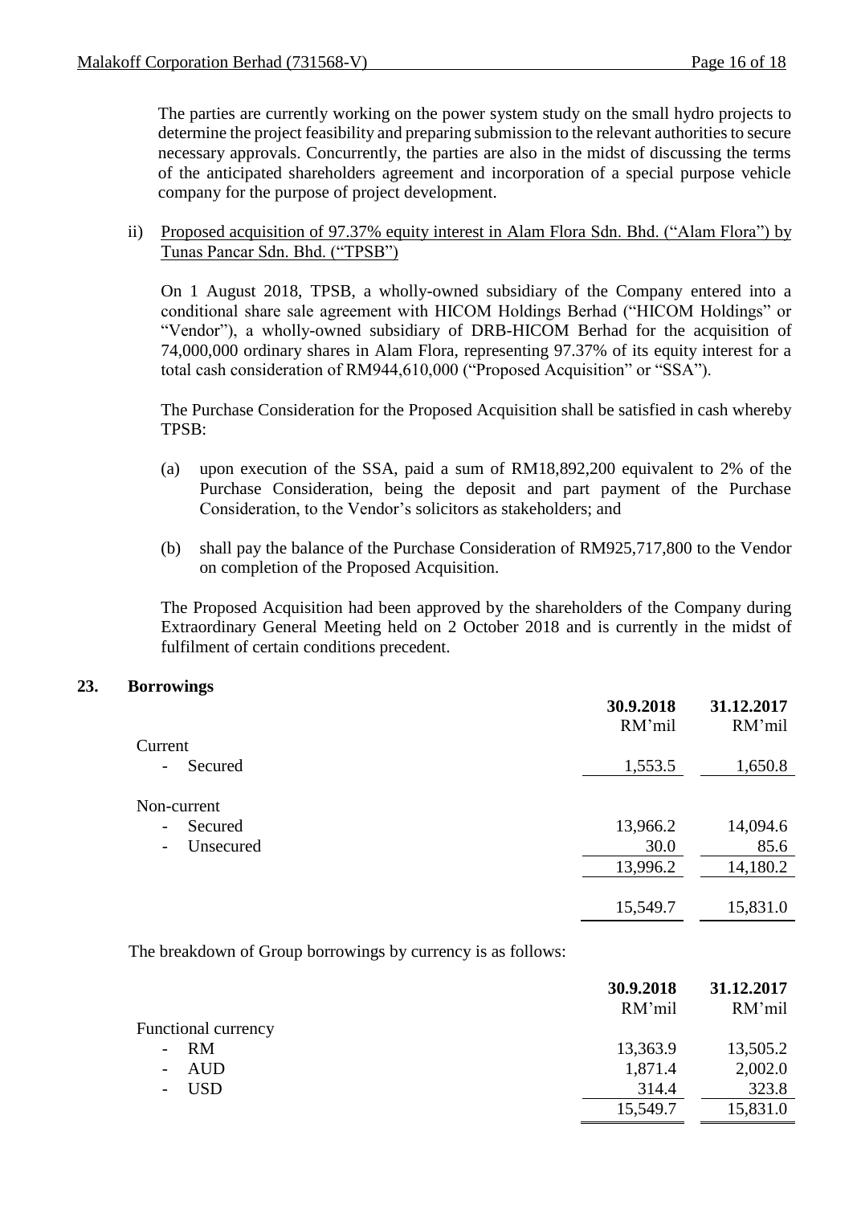The parties are currently working on the power system study on the small hydro projects to determine the project feasibility and preparing submission to the relevant authorities to secure necessary approvals. Concurrently, the parties are also in the midst of discussing the terms of the anticipated shareholders agreement and incorporation of a special purpose vehicle company for the purpose of project development.

ii) Proposed acquisition of 97.37% equity interest in Alam Flora Sdn. Bhd. ("Alam Flora") by Tunas Pancar Sdn. Bhd. ("TPSB")

On 1 August 2018, TPSB, a wholly-owned subsidiary of the Company entered into a conditional share sale agreement with HICOM Holdings Berhad ("HICOM Holdings" or "Vendor"), a wholly-owned subsidiary of DRB-HICOM Berhad for the acquisition of 74,000,000 ordinary shares in Alam Flora, representing 97.37% of its equity interest for a total cash consideration of RM944,610,000 ("Proposed Acquisition" or "SSA").

The Purchase Consideration for the Proposed Acquisition shall be satisfied in cash whereby TPSB:

(a) upon execution of the SSA, paid a sum of RM18,892,200 equivalent to 2% of the Purchase Consideration, being the deposit and part payment of the Purchase Consideration, to the Vendor's solicitors as stakeholders; and

(b) shall pay the balance of the Purchase Consideration of RM925,717,800 to the Vendor on completion of the Proposed Acquisition.

The Proposed Acquisition had been approved by the shareholders of the Company during Extraordinary General Meeting held on 2 October 2018 and is currently in the midst of fulfilment of certain conditions precedent.

## 23. Borrowings

| | 30.9.2018 | 31.12.2017 |
|---|---|---|
| | RM'mil | RM'mil |
| Current | | |
| - Secured | 1,553.5 | 1,650.8 |
| Non-current | | |
| - Secured | 13,966.2 | 14,094.6 |
| - Unsecured | 30.0 | 85.6 |
| | 13,996.2 | 14,180.2 |
| | 15,549.7 | 15,831.0 |

The breakdown of Group borrowings by currency is as follows:

| | 30.9.2018 | 31.12.2017 |
|---|---|---|
| | RM'mil | RM'mil |
| Functional currency | | |
| - RM | 13,363.9 | 13,505.2 |
| - AUD | 1,871.4 | 2,002.0 |
| - USD | 314.4 | 323.8 |
| | 15,549.7 | 15,831.0 |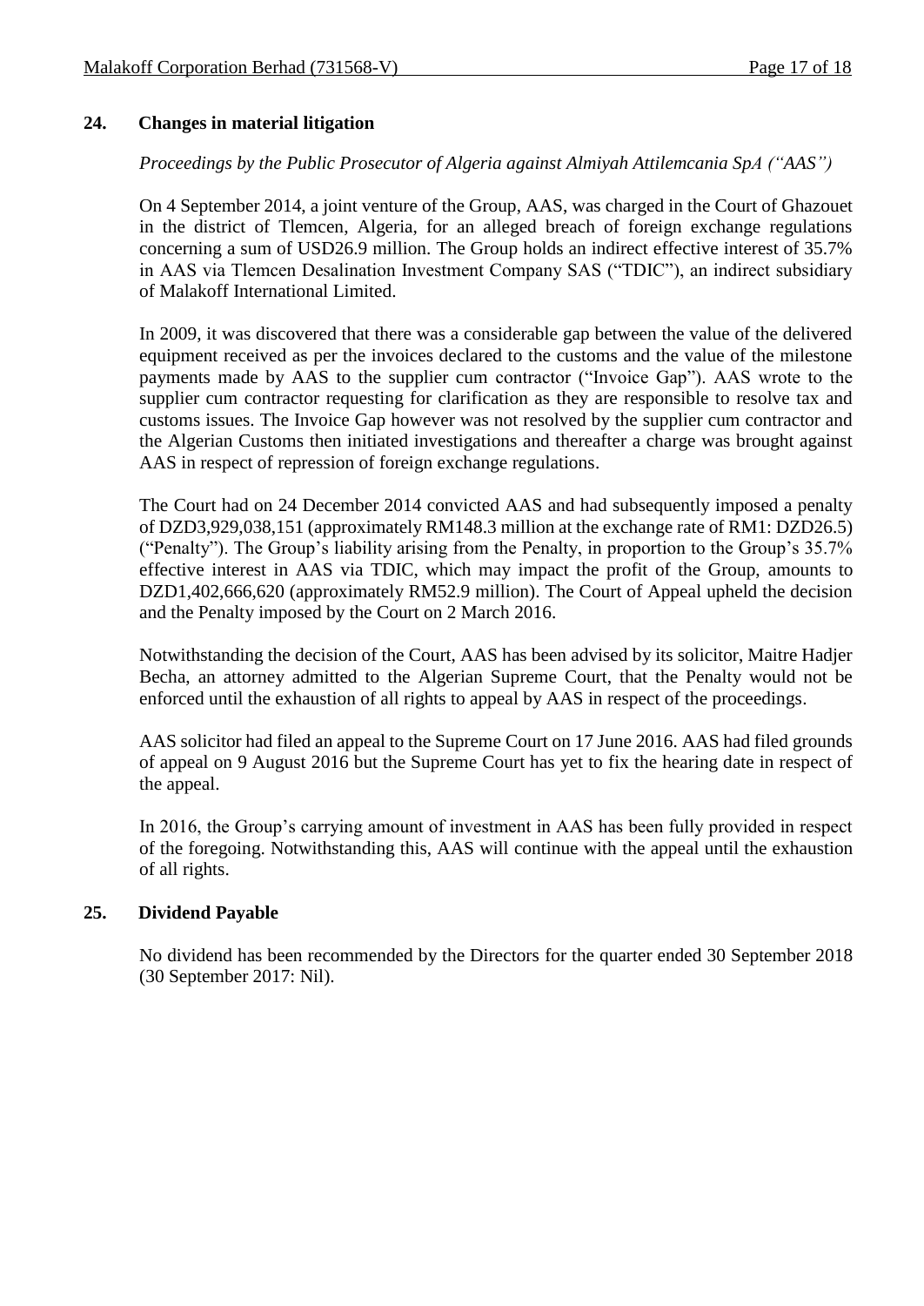## 24. Changes in material litigation

*Proceedings by the Public Prosecutor of Algeria against Almiyah Attilemcania SpA ("AAS")*

On 4 September 2014, a joint venture of the Group, AAS, was charged in the Court of Ghazouet in the district of Tlemcen, Algeria, for an alleged breach of foreign exchange regulations concerning a sum of USD26.9 million. The Group holds an indirect effective interest of 35.7% in AAS via Tlemcen Desalination Investment Company SAS ("TDIC"), an indirect subsidiary of Malakoff International Limited.

In 2009, it was discovered that there was a considerable gap between the value of the delivered equipment received as per the invoices declared to the customs and the value of the milestone payments made by AAS to the supplier cum contractor ("Invoice Gap"). AAS wrote to the supplier cum contractor requesting for clarification as they are responsible to resolve tax and customs issues. The Invoice Gap however was not resolved by the supplier cum contractor and the Algerian Customs then initiated investigations and thereafter a charge was brought against AAS in respect of repression of foreign exchange regulations.

The Court had on 24 December 2014 convicted AAS and had subsequently imposed a penalty of DZD3,929,038,151 (approximately RM148.3 million at the exchange rate of RM1: DZD26.5) ("Penalty"). The Group's liability arising from the Penalty, in proportion to the Group's 35.7% effective interest in AAS via TDIC, which may impact the profit of the Group, amounts to DZD1,402,666,620 (approximately RM52.9 million). The Court of Appeal upheld the decision and the Penalty imposed by the Court on 2 March 2016.

Notwithstanding the decision of the Court, AAS has been advised by its solicitor, Maitre Hadjer Becha, an attorney admitted to the Algerian Supreme Court, that the Penalty would not be enforced until the exhaustion of all rights to appeal by AAS in respect of the proceedings.

AAS solicitor had filed an appeal to the Supreme Court on 17 June 2016. AAS had filed grounds of appeal on 9 August 2016 but the Supreme Court has yet to fix the hearing date in respect of the appeal.

In 2016, the Group's carrying amount of investment in AAS has been fully provided in respect of the foregoing. Notwithstanding this, AAS will continue with the appeal until the exhaustion of all rights.

## 25. Dividend Payable

No dividend has been recommended by the Directors for the quarter ended 30 September 2018 (30 September 2017: Nil).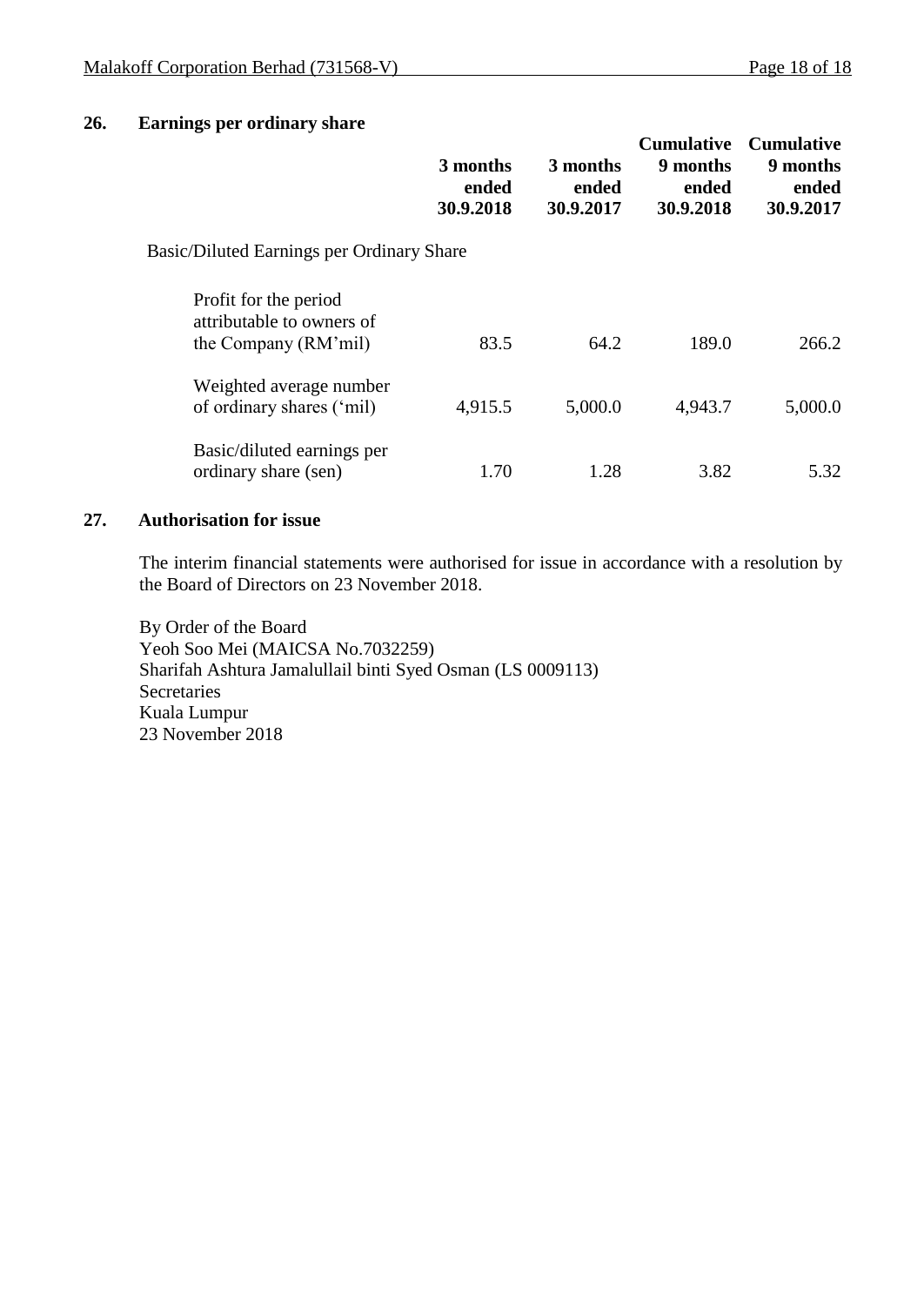## 26. Earnings per ordinary share

| | 3 months ended 30.9.2018 | 3 months ended 30.9.2017 | Cumulative 9 months ended 30.9.2018 | Cumulative 9 months ended 30.9.2017 |
|---|---|---|---|---|
| Basic/Diluted Earnings per Ordinary Share | | | | |
| Profit for the period attributable to owners of the Company (RM'mil) | 83.5 | 64.2 | 189.0 | 266.2 |
| Weighted average number of ordinary shares ('mil) | 4,915.5 | 5,000.0 | 4,943.7 | 5,000.0 |
| Basic/diluted earnings per ordinary share (sen) | 1.70 | 1.28 | 3.82 | 5.32 |

## 27. Authorisation for issue

The interim financial statements were authorised for issue in accordance with a resolution by the Board of Directors on 23 November 2018.

By Order of the Board
Yeoh Soo Mei (MAICSA No.7032259)
Sharifah Ashtura Jamalullail binti Syed Osman (LS 0009113)
Secretaries
Kuala Lumpur
23 November 2018